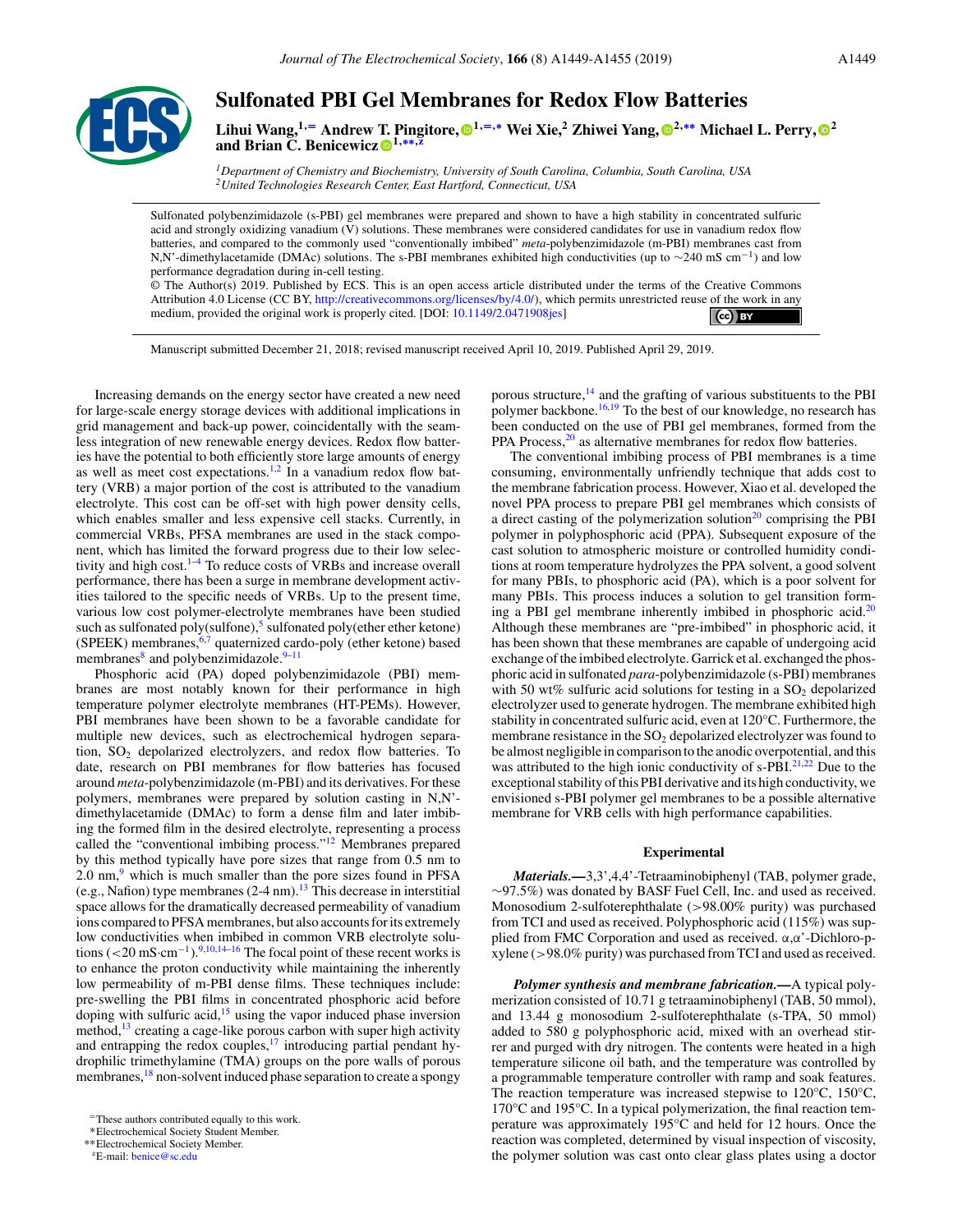# Sulfonated PBI Gel Membranes for Redox Flow Batteries

**Lihui Wang,[1,=] Andrew T. Pingitore,[1,=,*] Wei Xie,[2] Zhiwei Yang,[2,**] Michael L. Perry,[2] and Brian C. Benicewicz[1,**,z]**

[1] *Department of Chemistry and Biochemistry, University of South Carolina, Columbia, South Carolina, USA*
[2] *United Technologies Research Center, East Hartford, Connecticut, USA*

Sulfonated polybenzimidazole (s-PBI) gel membranes were prepared and shown to have a high stability in concentrated sulfuric acid and strongly oxidizing vanadium (V) solutions. These membranes were considered candidates for use in vanadium redox flow batteries, and compared to the commonly used "conventionally imbibed" *meta*-polybenzimidazole (m-PBI) membranes cast from N,N'-dimethylacetamide (DMAc) solutions. The s-PBI membranes exhibited high conductivities (up to ~240 mS $cm^{-1}$) and low performance degradation during in-cell testing.

© The Author(s) 2019. Published by ECS. This is an open access article distributed under the terms of the Creative Commons Attribution 4.0 License (CC BY, http://creativecommons.org/licenses/by/4.0/), which permits unrestricted reuse of the work in any medium, provided the original work is properly cited. [DOI: 10.1149/2.0471908jes]

Manuscript submitted December 21, 2018; revised manuscript received April 10, 2019. Published April 29, 2019.

Increasing demands on the energy sector have created a new need for large-scale energy storage devices with additional implications in grid management and back-up power, coincidentally with the seamless integration of new renewable energy devices. Redox flow batteries have the potential to both efficiently store large amounts of energy as well as meet cost expectations.[1,2] In a vanadium redox flow battery (VRB) a major portion of the cost is attributed to the vanadium electrolyte. This cost can be off-set with high power density cells, which enables smaller and less expensive cell stacks. Currently, in commercial VRBs, PFSA membranes are used in the stack component, which has limited the forward progress due to their low selectivity and high cost.[1–4] To reduce costs of VRBs and increase overall performance, there has been a surge in membrane development activities tailored to the specific needs of VRBs. Up to the present time, various low cost polymer-electrolyte membranes have been studied such as sulfonated poly(sulfone),[5] sulfonated poly(ether ether ketone) (SPEEK) membranes,[6,7] quaternized cardo-poly (ether ketone) based membranes[8] and polybenzimidazole.[9–11]

Phosphoric acid (PA) doped polybenzimidazole (PBI) membranes are most notably known for their performance in high temperature polymer electrolyte membranes (HT-PEMs). However, PBI membranes have been shown to be a favorable candidate for multiple new devices, such as electrochemical hydrogen separation, $SO_2$ depolarized electrolyzers, and redox flow batteries. To date, research on PBI membranes for flow batteries has focused around *meta*-polybenzimidazole (m-PBI) and its derivatives. For these polymers, membranes were prepared by solution casting in N,N'-dimethylacetamide (DMAc) solutions to form a dense film and later imbibing the formed film in the desired electrolyte, representing a process called the "conventional imbibing process."[12] Membranes prepared by this method typically have pore sizes that range from 0.5 nm to 2.0 nm,[9] which is much smaller than the pore sizes found in PFSA (e.g., Nafion) type membranes (2-4 nm).[13] This decrease in interstitial space allows for the dramatically decreased permeability of vanadium ions compared to PFSA membranes, but also accounts for its extremely low conductivities when imbibed in common VRB electrolyte solutions (<20 mS·$cm^{-1}$).[9,10,14–16] The focal point of these recent works is to enhance the proton conductivity while maintaining the inherently low permeability of m-PBI dense films. These techniques include: pre-swelling the PBI films in concentrated phosphoric acid before doping with sulfuric acid,[15] using the vapor induced phase inversion method,[13] creating a cage-like porous carbon with super high activity and entrapping the redox couples,[17] introducing partial pendant hydrophilic trimethylamine (TMA) groups on the pore walls of porous membranes,[18] non-solvent induced phase separation to create a spongy porous structure,[14] and the grafting of various substituents to the PBI polymer backbone.[16,19] To the best of our knowledge, no research has been conducted on the use of PBI gel membranes, formed from the PPA Process,[20] as alternative membranes for redox flow batteries.

The conventional imbibing process of PBI membranes is a time consuming, environmentally unfriendly technique that adds cost to the membrane fabrication process. However, Xiao et al. developed the novel PPA process to prepare PBI gel membranes which consists of a direct casting of the polymerization solution[20] comprising the PBI polymer in polyphosphoric acid (PPA). Subsequent exposure of the cast solution to atmospheric moisture or controlled humidity conditions at room temperature hydrolyzes the PPA solvent, a good solvent for many PBIs, to phosphoric acid (PA), which is a poor solvent for many PBIs. This process induces a solution to gel transition forming a PBI gel membrane inherently imbibed in phosphoric acid.[20] Although these membranes are "pre-imbibed" in phosphoric acid, it has been shown that these membranes are capable of undergoing acid exchange of the imbibed electrolyte. Garrick et al. exchanged the phosphoric acid in sulfonated *para*-polybenzimidazole (s-PBI) membranes with 50 wt% sulfuric acid solutions for testing in a $SO_2$ depolarized electrolyzer used to generate hydrogen. The membrane exhibited high stability in concentrated sulfuric acid, even at 120°C. Furthermore, the membrane resistance in the $SO_2$ depolarized electrolyzer was found to be almost negligible in comparison to the anodic overpotential, and this was attributed to the high ionic conductivity of s-PBI.[21,22] Due to the exceptional stability of this PBI derivative and its high conductivity, we envisioned s-PBI polymer gel membranes to be a possible alternative membrane for VRB cells with high performance capabilities.

## Experimental

***Materials.***—3,3',4,4'-Tetraaminobiphenyl (TAB, polymer grade, ~97.5%) was donated by BASF Fuel Cell, Inc. and used as received. Monosodium 2-sulfoterephthalate (>98.00% purity) was purchased from TCI and used as received. Polyphosphoric acid (115%) was supplied from FMC Corporation and used as received. α,α'-Dichloro-p-xylene (>98.0% purity) was purchased from TCI and used as received.

***Polymer synthesis and membrane fabrication.***—A typical polymerization consisted of 10.71 g tetraaminobiphenyl (TAB, 50 mmol), and 13.44 g monosodium 2-sulfoterephthalate (s-TPA, 50 mmol) added to 580 g polyphosphoric acid, mixed with an overhead stirrer and purged with dry nitrogen. The contents were heated in a high temperature silicone oil bath, and the temperature was controlled by a programmable temperature controller with ramp and soak features. The reaction temperature was increased stepwise to 120°C, 150°C, 170°C and 195°C. In a typical polymerization, the final reaction temperature was approximately 195°C and held for 12 hours. Once the reaction was completed, determined by visual inspection of viscosity, the polymer solution was cast onto clear glass plates using a doctor

=These authors contributed equally to this work.
*Electrochemical Society Student Member.
**Electrochemical Society Member.
zE-mail: benice@sc.edu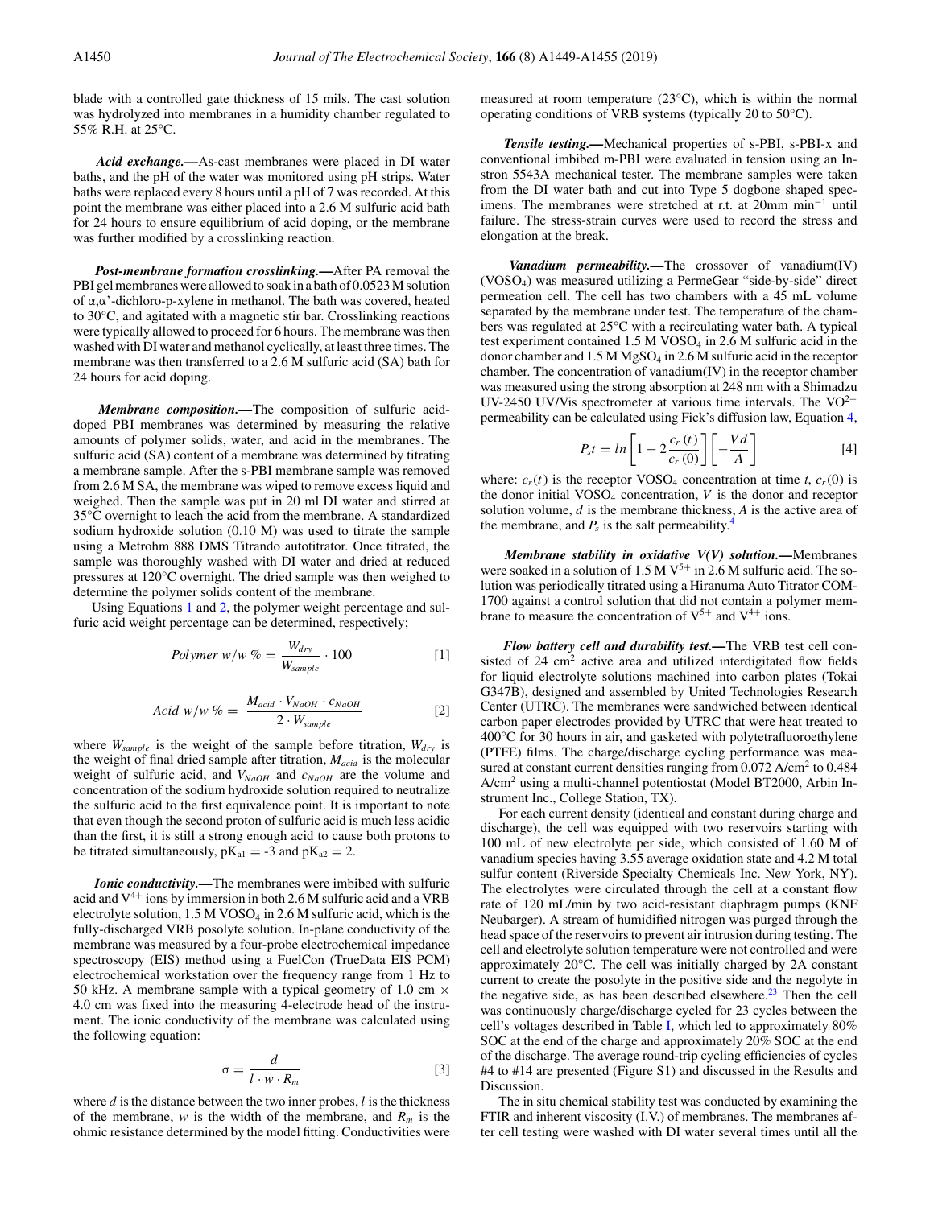blade with a controlled gate thickness of 15 mils. The cast solution was hydrolyzed into membranes in a humidity chamber regulated to 55% R.H. at 25°C.

***Acid exchange.***—As-cast membranes were placed in DI water baths, and the pH of the water was monitored using pH strips. Water baths were replaced every 8 hours until a pH of 7 was recorded. At this point the membrane was either placed into a 2.6 M sulfuric acid bath for 24 hours to ensure equilibrium of acid doping, or the membrane was further modified by a crosslinking reaction.

***Post-membrane formation crosslinking.***—After PA removal the PBI gel membranes were allowed to soak in a bath of 0.0523 M solution of α,α'-dichloro-p-xylene in methanol. The bath was covered, heated to 30°C, and agitated with a magnetic stir bar. Crosslinking reactions were typically allowed to proceed for 6 hours. The membrane was then washed with DI water and methanol cyclically, at least three times. The membrane was then transferred to a 2.6 M sulfuric acid (SA) bath for 24 hours for acid doping.

***Membrane composition.***—The composition of sulfuric acid-doped PBI membranes was determined by measuring the relative amounts of polymer solids, water, and acid in the membranes. The sulfuric acid (SA) content of a membrane was determined by titrating a membrane sample. After the s-PBI membrane sample was removed from 2.6 M SA, the membrane was wiped to remove excess liquid and weighed. Then the sample was put in 20 ml DI water and stirred at 35°C overnight to leach the acid from the membrane. A standardized sodium hydroxide solution (0.10 M) was used to titrate the sample using a Metrohm 888 DMS Titrando autotitrator. Once titrated, the sample was thoroughly washed with DI water and dried at reduced pressures at 120°C overnight. The dried sample was then weighed to determine the polymer solids content of the membrane.

Using Equations 1 and 2, the polymer weight percentage and sulfuric acid weight percentage can be determined, respectively;

$$Polymer\ w/w\ \% = \frac{W_{dry}}{W_{sample}} \cdot 100 \qquad [1]$$

$$Acid\ w/w\ \% = \frac{M_{acid} \cdot V_{NaOH} \cdot c_{NaOH}}{2 \cdot W_{sample}} \qquad [2]$$

where $W_{sample}$ is the weight of the sample before titration, $W_{dry}$ is the weight of final dried sample after titration, $M_{acid}$ is the molecular weight of sulfuric acid, and $V_{NaOH}$ and $c_{NaOH}$ are the volume and concentration of the sodium hydroxide solution required to neutralize the sulfuric acid to the first equivalence point. It is important to note that even though the second proton of sulfuric acid is much less acidic than the first, it is still a strong enough acid to cause both protons to be titrated simultaneously, $pK_{a1} = -3$ and $pK_{a2} = 2$.

***Ionic conductivity.***—The membranes were imbibed with sulfuric acid and $V^{4+}$ ions by immersion in both 2.6 M sulfuric acid and a VRB electrolyte solution, 1.5 M $VOSO_4$ in 2.6 M sulfuric acid, which is the fully-discharged VRB posolyte solution. In-plane conductivity of the membrane was measured by a four-probe electrochemical impedance spectroscopy (EIS) method using a FuelCon (TrueData EIS PCM) electrochemical workstation over the frequency range from 1 Hz to 50 kHz. A membrane sample with a typical geometry of 1.0 cm × 4.0 cm was fixed into the measuring 4-electrode head of the instrument. The ionic conductivity of the membrane was calculated using the following equation:

$$\sigma = \frac{d}{l \cdot w \cdot R_m} \qquad [3]$$

where $d$ is the distance between the two inner probes, $l$ is the thickness of the membrane, $w$ is the width of the membrane, and $R_m$ is the ohmic resistance determined by the model fitting. Conductivities were measured at room temperature (23°C), which is within the normal operating conditions of VRB systems (typically 20 to 50°C).

***Tensile testing.***—Mechanical properties of s-PBI, s-PBI-x and conventional imbibed m-PBI were evaluated in tension using an Instron 5543A mechanical tester. The membrane samples were taken from the DI water bath and cut into Type 5 dogbone shaped specimens. The membranes were stretched at r.t. at 20mm $min^{-1}$ until failure. The stress-strain curves were used to record the stress and elongation at the break.

***Vanadium permeability.***—The crossover of vanadium(IV) ($VOSO_4$) was measured utilizing a PermeGear "side-by-side" direct permeation cell. The cell has two chambers with a 45 mL volume separated by the membrane under test. The temperature of the chambers was regulated at 25°C with a recirculating water bath. A typical test experiment contained 1.5 M $VOSO_4$ in 2.6 M sulfuric acid in the donor chamber and 1.5 M $MgSO_4$ in 2.6 M sulfuric acid in the receptor chamber. The concentration of vanadium(IV) in the receptor chamber was measured using the strong absorption at 248 nm with a Shimadzu UV-2450 UV/Vis spectrometer at various time intervals. The $VO^{2+}$ permeability can be calculated using Fick's diffusion law, Equation 4,

$$P_s t = ln\left[1 - 2\frac{c_r(t)}{c_r(0)}\right]\left[-\frac{Vd}{A}\right] \qquad [4]$$

where: $c_r(t)$ is the receptor $VOSO_4$ concentration at time $t$, $c_r(0)$ is the donor initial $VOSO_4$ concentration, $V$ is the donor and receptor solution volume, $d$ is the membrane thickness, $A$ is the active area of the membrane, and $P_s$ is the salt permeability.[4]

***Membrane stability in oxidative V(V) solution.***—Membranes were soaked in a solution of 1.5 M $V^{5+}$ in 2.6 M sulfuric acid. The solution was periodically titrated using a Hiranuma Auto Titrator COM-1700 against a control solution that did not contain a polymer membrane to measure the concentration of $V^{5+}$ and $V^{4+}$ ions.

***Flow battery cell and durability test.***—The VRB test cell consisted of 24 $cm^2$ active area and utilized interdigitated flow fields for liquid electrolyte solutions machined into carbon plates (Tokai G347B), designed and assembled by United Technologies Research Center (UTRC). The membranes were sandwiched between identical carbon paper electrodes provided by UTRC that were heat treated to 400°C for 30 hours in air, and gasketed with polytetrafluoroethylene (PTFE) films. The charge/discharge cycling performance was measured at constant current densities ranging from 0.072 A/$cm^2$ to 0.484 A/$cm^2$ using a multi-channel potentiostat (Model BT2000, Arbin Instrument Inc., College Station, TX).

For each current density (identical and constant during charge and discharge), the cell was equipped with two reservoirs starting with 100 mL of new electrolyte per side, which consisted of 1.60 M of vanadium species having 3.55 average oxidation state and 4.2 M total sulfur content (Riverside Specialty Chemicals Inc. New York, NY). The electrolytes were circulated through the cell at a constant flow rate of 120 mL/min by two acid-resistant diaphragm pumps (KNF Neuberger). A stream of humidified nitrogen was purged through the head space of the reservoirs to prevent air intrusion during testing. The cell and electrolyte solution temperature were not controlled and were approximately 20°C. The cell was initially charged by 2A constant current to create the posolyte in the positive side and the negolyte in the negative side, as has been described elsewhere.[23] Then the cell was continuously charge/discharge cycled for 23 cycles between the cell's voltages described in Table I, which led to approximately 80% SOC at the end of the charge and approximately 20% SOC at the end of the discharge. The average round-trip cycling efficiencies of cycles #4 to #14 are presented (Figure S1) and discussed in the Results and Discussion.

The in situ chemical stability test was conducted by examining the FTIR and inherent viscosity (I.V.) of membranes. The membranes after cell testing were washed with DI water several times until all the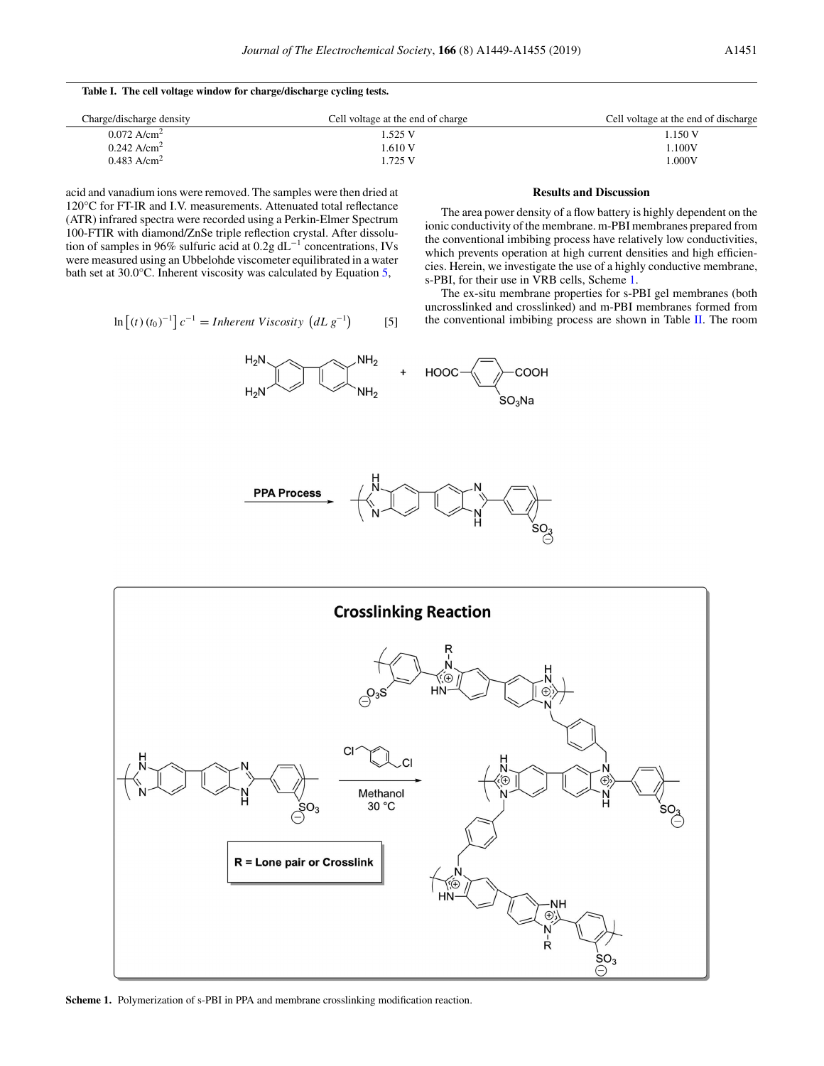**Table I. The cell voltage window for charge/discharge cycling tests.**

| Charge/discharge density | Cell voltage at the end of charge | Cell voltage at the end of discharge |
|---|---|---|
| 0.072 A/cm$^2$ | 1.525 V | 1.150 V |
| 0.242 A/cm$^2$ | 1.610 V | 1.100V |
| 0.483 A/cm$^2$ | 1.725 V | 1.000V |

acid and vanadium ions were removed. The samples were then dried at 120°C for FT-IR and I.V. measurements. Attenuated total reflectance (ATR) infrared spectra were recorded using a Perkin-Elmer Spectrum 100-FTIR with diamond/ZnSe triple reflection crystal. After dissolution of samples in 96% sulfuric acid at 0.2g dL$^{-1}$ concentrations, IVs were measured using an Ubbelohde viscometer equilibrated in a water bath set at 30.0°C. Inherent viscosity was calculated by Equation 5,

$$\ln\left[(t)(t_0)^{-1}\right]c^{-1} = Inherent\ Viscosity\ \left(dL\ g^{-1}\right) \qquad [5]$$

## Results and Discussion

The area power density of a flow battery is highly dependent on the ionic conductivity of the membrane. m-PBI membranes prepared from the conventional imbibing process have relatively low conductivities, which prevents operation at high current densities and high efficiencies. Herein, we investigate the use of a highly conductive membrane, s-PBI, for their use in VRB cells, Scheme 1.

The ex-situ membrane properties for s-PBI gel membranes (both uncrosslinked and crosslinked) and m-PBI membranes formed from the conventional imbibing process are shown in Table II. The room

**Scheme 1.** Polymerization of s-PBI in PPA and membrane crosslinking modification reaction.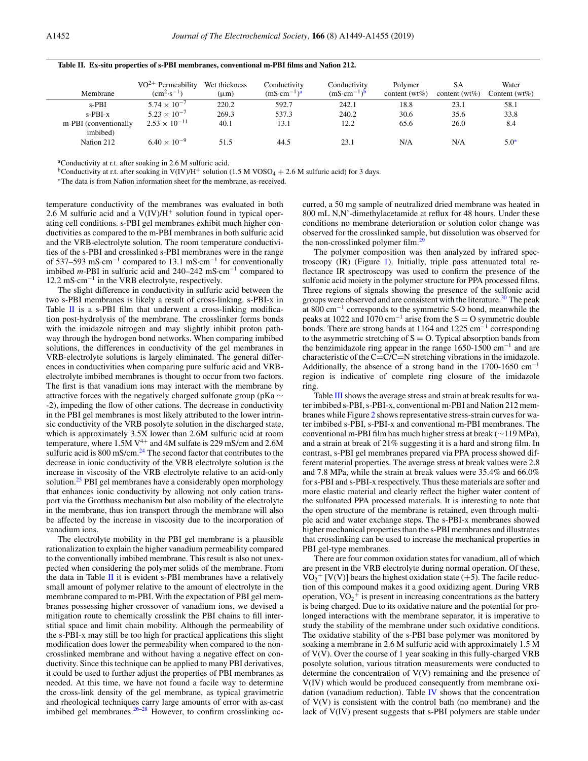**Table II. Ex-situ properties of s-PBI membranes, conventional m-PBI films and Nafion 212.**

| Membrane | $VO^{2+}$ Permeability ($cm^2 \cdot s^{-1}$) | Wet thickness (μm) | Conductivity ($mS \cdot cm^{-1}$)[a] | Conductivity ($mS \cdot cm^{-1}$)[b] | Polymer content (wt%) | SA content (wt%) | Water Content (wt%) |
|---|---|---|---|---|---|---|---|
| s-PBI | $5.74 \times 10^{-7}$ | 220.2 | 592.7 | 242.1 | 18.8 | 23.1 | 58.1 |
| s-PBI-x | $5.23 \times 10^{-7}$ | 269.3 | 537.3 | 240.2 | 30.6 | 35.6 | 33.8 |
| m-PBI (conventionally imbibed) | $2.53 \times 10^{-11}$ | 40.1 | 13.1 | 12.2 | 65.6 | 26.0 | 8.4 |
| Nafion 212 | $6.40 \times 10^{-9}$ | 51.5 | 44.5 | 23.1 | N/A | N/A | 5.0* |

[a]Conductivity at r.t. after soaking in 2.6 M sulfuric acid.
[b]Conductivity at r.t. after soaking in V(IV)/$H^+$ solution (1.5 M $VOSO_4$ + 2.6 M sulfuric acid) for 3 days.
*The data is from Nafion information sheet for the membrane, as-received.

temperature conductivity of the membranes was evaluated in both 2.6 M sulfuric acid and a V(IV)/$H^+$ solution found in typical operating cell conditions. s-PBI gel membranes exhibit much higher conductivities as compared to the m-PBI membranes in both sulfuric acid and the VRB-electrolyte solution. The room temperature conductivities of the s-PBI and crosslinked s-PBI membranes were in the range of 537–593 $mS \cdot cm^{-1}$ compared to 13.1 $mS \cdot cm^{-1}$ for conventionally imbibed *m*-PBI in sulfuric acid and 240–242 $mS \cdot cm^{-1}$ compared to 12.2 $mS \cdot cm^{-1}$ in the VRB electrolyte, respectively.

The slight difference in conductivity in sulfuric acid between the two s-PBI membranes is likely a result of cross-linking. s-PBI-x in Table II is a s-PBI film that underwent a cross-linking modification post-hydrolysis of the membrane. The crosslinker forms bonds with the imidazole nitrogen and may slightly inhibit proton pathway through the hydrogen bond networks. When comparing imbibed solutions, the differences in conductivity of the gel membranes in VRB-electrolyte solutions is largely eliminated. The general differences in conductivities when comparing pure sulfuric acid and VRB-electrolyte imbibed membranes is thought to occur from two factors. The first is that vanadium ions may interact with the membrane by attractive forces with the negatively charged sulfonate group (pKa ∼ -2), impeding the flow of other cations. The decrease in conductivity in the PBI gel membranes is most likely attributed to the lower intrinsic conductivity of the VRB posolyte solution in the discharged state, which is approximately 3.5X lower than 2.6M sulfuric acid at room temperature, where 1.5M $V^{4+}$ and 4M sulfate is 229 mS/cm and 2.6M sulfuric acid is 800 mS/cm.[24] The second factor that contributes to the decrease in ionic conductivity of the VRB electrolyte solution is the increase in viscosity of the VRB electrolyte relative to an acid-only solution.[25] PBI gel membranes have a considerably open morphology that enhances ionic conductivity by allowing not only cation transport via the Grotthuss mechanism but also mobility of the electrolyte in the membrane, thus ion transport through the membrane will also be affected by the increase in viscosity due to the incorporation of vanadium ions.

The electrolyte mobility in the PBI gel membrane is a plausible rationalization to explain the higher vanadium permeability compared to the conventionally imbibed membrane. This result is also not unexpected when considering the polymer solids of the membrane. From the data in Table II it is evident s-PBI membranes have a relatively small amount of polymer relative to the amount of electrolyte in the membrane compared to m-PBI. With the expectation of PBI gel membranes possessing higher crossover of vanadium ions, we devised a mitigation route to chemically crosslink the PBI chains to fill interstitial space and limit chain mobility. Although the permeability of the s-PBI-x may still be too high for practical applications this slight modification does lower the permeability when compared to the non-crosslinked membrane and without having a negative effect on conductivity. Since this technique can be applied to many PBI derivatives, it could be used to further adjust the properties of PBI membranes as needed. At this time, we have not found a facile way to determine the cross-link density of the gel membrane, as typical gravimetric and rheological techniques carry large amounts of error with as-cast imbibed gel membranes.[26–28] However, to confirm crosslinking occurred, a 50 mg sample of neutralized dried membrane was heated in 800 mL N,N'-dimethylacetamide at reflux for 48 hours. Under these conditions no membrane deterioration or solution color change was observed for the crosslinked sample, but dissolution was observed for the non-crosslinked polymer film.[29]

The polymer composition was then analyzed by infrared spectroscopy (IR) (Figure 1). Initially, triple pass attenuated total reflectance IR spectroscopy was used to confirm the presence of the sulfonic acid moiety in the polymer structure for PPA processed films. Three regions of signals showing the presence of the sulfonic acid groups were observed and are consistent with the literature.[30] The peak at 800 $cm^{-1}$ corresponds to the symmetric S-O bond, meanwhile the peaks at 1022 and 1070 $cm^{-1}$ arise from the S = O symmetric double bonds. There are strong bands at 1164 and 1225 $cm^{-1}$ corresponding to the asymmetric stretching of S = O. Typical absorption bands from the benzimidazole ring appear in the range 1650-1500 $cm^{-1}$ and are characteristic of the C=C/C=N stretching vibrations in the imidazole. Additionally, the absence of a strong band in the 1700-1650 $cm^{-1}$ region is indicative of complete ring closure of the imidazole ring.

Table III shows the average stress and strain at break results for water imbibed s-PBI, s-PBI-x, conventional m-PBI and Nafion 212 membranes while Figure 2 shows representative stress-strain curves for water imbibed s-PBI, s-PBI-x and conventional m-PBI membranes. The conventional m-PBI film has much higher stress at break (∼119 MPa), and a strain at break of 21% suggesting it is a hard and strong film. In contrast, s-PBI gel membranes prepared via PPA process showed different material properties. The average stress at break values were 2.8 and 7.8 MPa, while the strain at break values were 35.4% and 66.0% for s-PBI and s-PBI-x respectively. Thus these materials are softer and more elastic material and clearly reflect the higher water content of the sulfonated PPA processed materials. It is interesting to note that the open structure of the membrane is retained, even through multiple acid and water exchange steps. The s-PBI-x membranes showed higher mechanical properties than the s-PBI membranes and illustrates that crosslinking can be used to increase the mechanical properties in PBI gel-type membranes.

There are four common oxidation states for vanadium, all of which are present in the VRB electrolyte during normal operation. Of these, $VO_2^+$ [V(V)] bears the highest oxidation state (+5). The facile reduction of this compound makes it a good oxidizing agent. During VRB operation, $VO_2^+$ is present in increasing concentrations as the battery is being charged. Due to its oxidative nature and the potential for prolonged interactions with the membrane separator, it is imperative to study the stability of the membrane under such oxidative conditions. The oxidative stability of the s-PBI base polymer was monitored by soaking a membrane in 2.6 M sulfuric acid with approximately 1.5 M of V(V). Over the course of 1 year soaking in this fully-charged VRB posolyte solution, various titration measurements were conducted to determine the concentration of V(V) remaining and the presence of V(IV) which would be produced consequently from membrane oxidation (vanadium reduction). Table IV shows that the concentration of V(V) is consistent with the control bath (no membrane) and the lack of V(IV) present suggests that s-PBI polymers are stable under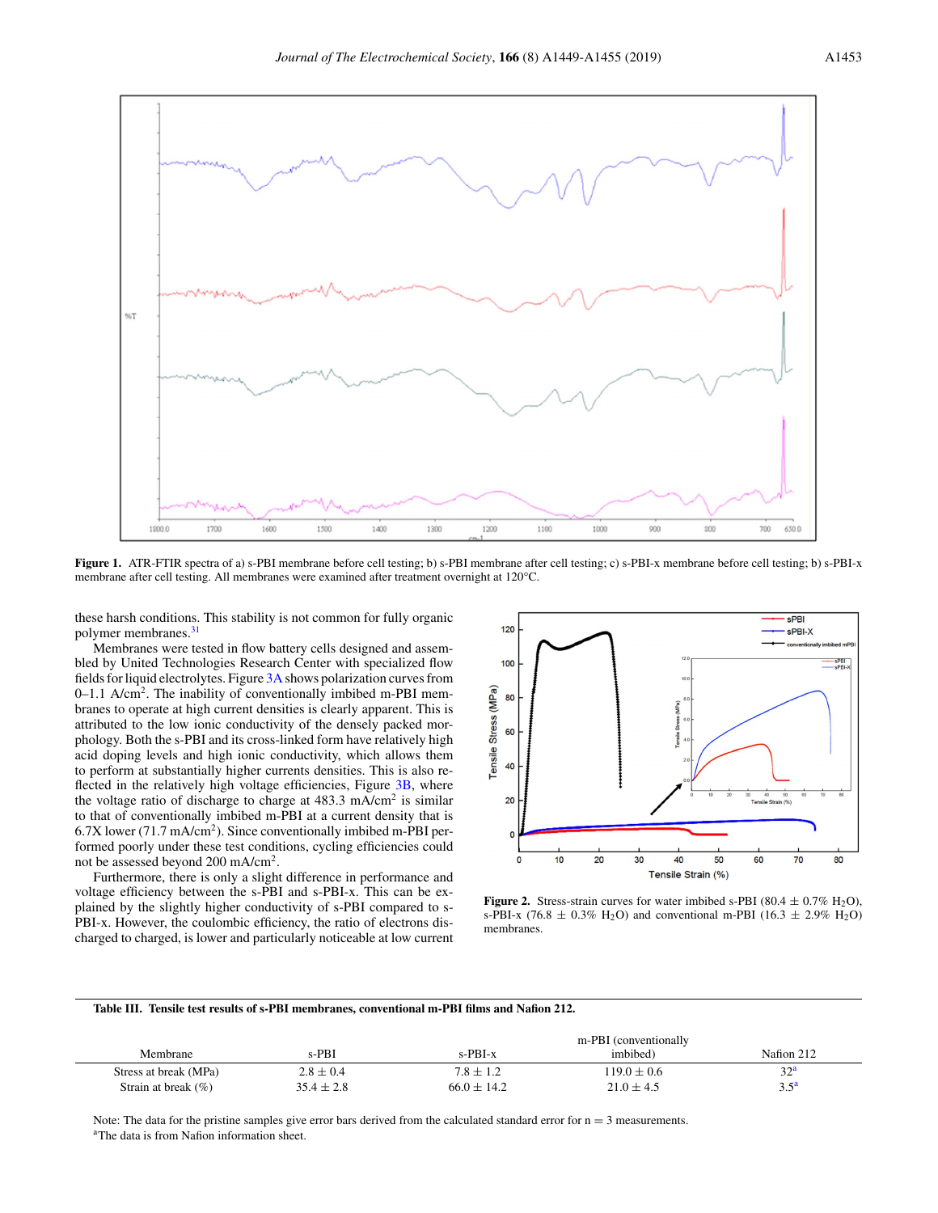**Figure 1.** ATR-FTIR spectra of a) s-PBI membrane before cell testing; b) s-PBI membrane after cell testing; c) s-PBI-x membrane before cell testing; b) s-PBI-x membrane after cell testing. All membranes were examined after treatment overnight at 120°C.

these harsh conditions. This stability is not common for fully organic polymer membranes.[31]

Membranes were tested in flow battery cells designed and assembled by United Technologies Research Center with specialized flow fields for liquid electrolytes. Figure 3A shows polarization curves from 0–1.1 A/cm$^2$. The inability of conventionally imbibed m-PBI membranes to operate at high current densities is clearly apparent. This is attributed to the low ionic conductivity of the densely packed morphology. Both the s-PBI and its cross-linked form have relatively high acid doping levels and high ionic conductivity, which allows them to perform at substantially higher currents densities. This is also reflected in the relatively high voltage efficiencies, Figure 3B, where the voltage ratio of discharge to charge at 483.3 mA/cm$^2$ is similar to that of conventionally imbibed m-PBI at a current density that is 6.7X lower (71.7 mA/cm$^2$). Since conventionally imbibed m-PBI performed poorly under these test conditions, cycling efficiencies could not be assessed beyond 200 mA/cm$^2$.

Furthermore, there is only a slight difference in performance and voltage efficiency between the s-PBI and s-PBI-x. This can be explained by the slightly higher conductivity of s-PBI compared to s-PBI-x. However, the coulombic efficiency, the ratio of electrons discharged to charged, is lower and particularly noticeable at low current

**Figure 2.** Stress-strain curves for water imbibed s-PBI (80.4 ± 0.7% $H_2O$), s-PBI-x (76.8 ± 0.3% $H_2O$) and conventional m-PBI (16.3 ± 2.9% $H_2O$) membranes.

**Table III. Tensile test results of s-PBI membranes, conventional m-PBI films and Nafion 212.**

| Membrane | s-PBI | s-PBI-x | m-PBI (conventionally imbibed) | Nafion 212 |
|---|---|---|---|---|
| Stress at break (MPa) | 2.8 ± 0.4 | 7.8 ± 1.2 | 119.0 ± 0.6 | 32[a] |
| Strain at break (%) | 35.4 ± 2.8 | 66.0 ± 14.2 | 21.0 ± 4.5 | 3.5[a] |

Note: The data for the pristine samples give error bars derived from the calculated standard error for n = 3 measurements.
[a]The data is from Nafion information sheet.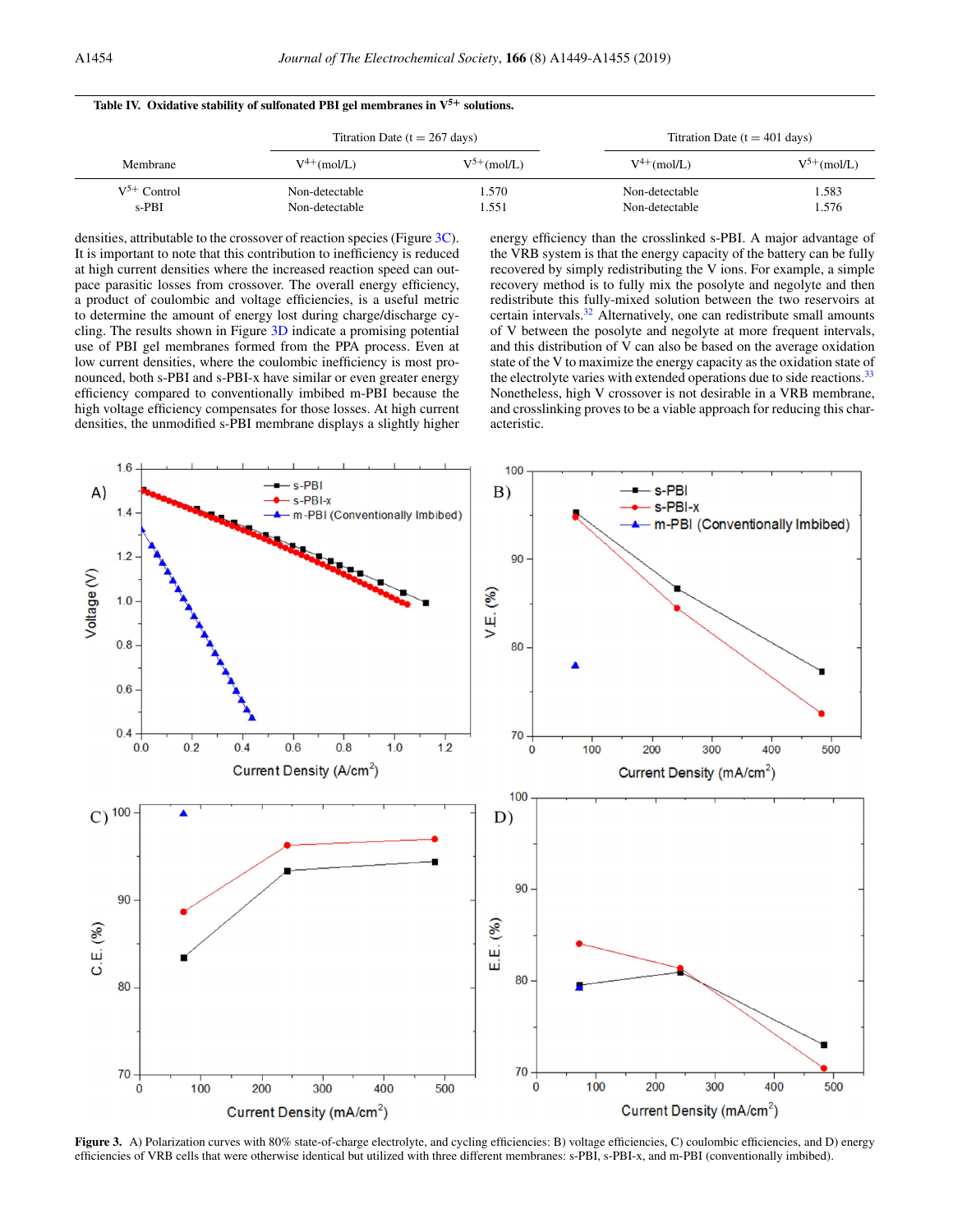**Table IV. Oxidative stability of sulfonated PBI gel membranes in $V^{5+}$ solutions.**

| Membrane | Titration Date (t = 267 days) | | Titration Date (t = 401 days) | |
|---|---|---|---|---|
| | $V^{4+}$(mol/L) | $V^{5+}$(mol/L) | $V^{4+}$(mol/L) | $V^{5+}$(mol/L) |
| $V^{5+}$ Control | Non-detectable | 1.570 | Non-detectable | 1.583 |
| s-PBI | Non-detectable | 1.551 | Non-detectable | 1.576 |

densities, attributable to the crossover of reaction species (Figure 3C). It is important to note that this contribution to inefficiency is reduced at high current densities where the increased reaction speed can outpace parasitic losses from crossover. The overall energy efficiency, a product of coulombic and voltage efficiencies, is a useful metric to determine the amount of energy lost during charge/discharge cycling. The results shown in Figure 3D indicate a promising potential use of PBI gel membranes formed from the PPA process. Even at low current densities, where the coulombic inefficiency is most pronounced, both s-PBI and s-PBI-x have similar or even greater energy efficiency compared to conventionally imbibed m-PBI because the high voltage efficiency compensates for those losses. At high current densities, the unmodified s-PBI membrane displays a slightly higher energy efficiency than the crosslinked s-PBI. A major advantage of the VRB system is that the energy capacity of the battery can be fully recovered by simply redistributing the V ions. For example, a simple recovery method is to fully mix the posolyte and negolyte and then redistribute this fully-mixed solution between the two reservoirs at certain intervals.[32] Alternatively, one can redistribute small amounts of V between the posolyte and negolyte at more frequent intervals, and this distribution of V can also be based on the average oxidation state of the V to maximize the energy capacity as the oxidation state of the electrolyte varies with extended operations due to side reactions.[33] Nonetheless, high V crossover is not desirable in a VRB membrane, and crosslinking proves to be a viable approach for reducing this characteristic.

**Figure 3.** A) Polarization curves with 80% state-of-charge electrolyte, and cycling efficiencies: B) voltage efficiencies, C) coulombic efficiencies, and D) energy efficiencies of VRB cells that were otherwise identical but utilized with three different membranes: s-PBI, s-PBI-x, and m-PBI (conventionally imbibed).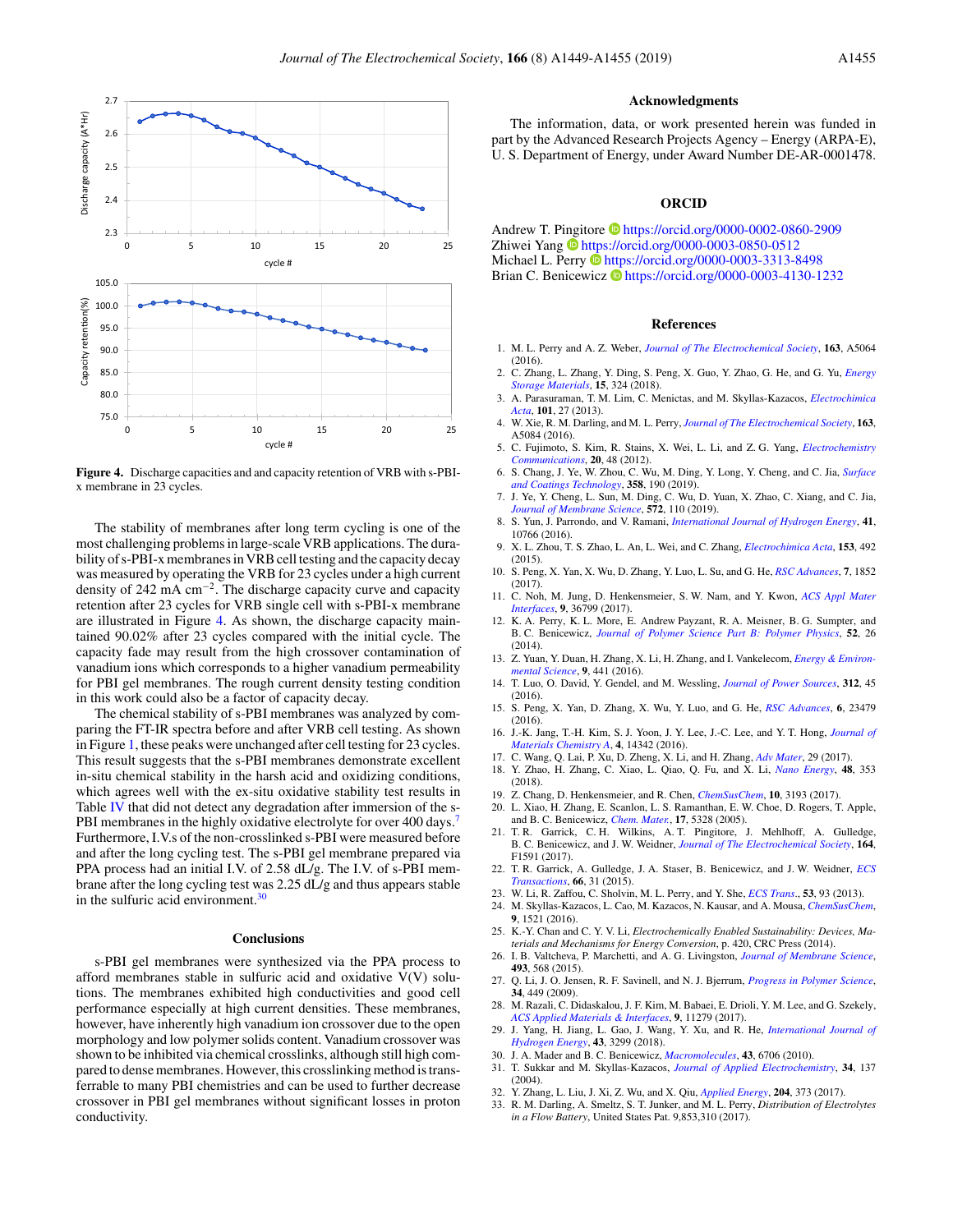Discharge capacity (A*Hr)

2.7
2.6
2.5
2.4
2.3

0 5 10 15 20 25

cycle #

Capacity retention(%)

105.0
100.0
95.0
90.0
85.0
80.0
75.0

0 5 10 15 20 25

cycle #

**Figure 4.** Discharge capacities and and capacity retention of VRB with s-PBI-x membrane in 23 cycles.

The stability of membranes after long term cycling is one of the most challenging problems in large-scale VRB applications. The durability of s-PBI-x membranes in VRB cell testing and the capacity decay was measured by operating the VRB for 23 cycles under a high current density of 242 mA $cm^{-2}$. The discharge capacity curve and capacity retention after 23 cycles for VRB single cell with s-PBI-x membrane are illustrated in Figure 4. As shown, the discharge capacity maintained 90.02% after 23 cycles compared with the initial cycle. The capacity fade may result from the high crossover contamination of vanadium ions which corresponds to a higher vanadium permeability for PBI gel membranes. The rough current density testing condition in this work could also be a factor of capacity decay.

The chemical stability of s-PBI membranes was analyzed by comparing the FT-IR spectra before and after VRB cell testing. As shown in Figure 1, these peaks were unchanged after cell testing for 23 cycles. This result suggests that the s-PBI membranes demonstrate excellent in-situ chemical stability in the harsh acid and oxidizing conditions, which agrees well with the ex-situ oxidative stability test results in Table IV that did not detect any degradation after immersion of the s-PBI membranes in the highly oxidative electrolyte for over 400 days.[7] Furthermore, I.V.s of the non-crosslinked s-PBI were measured before and after the long cycling test. The s-PBI gel membrane prepared via PPA process had an initial I.V. of 2.58 dL/g. The I.V. of s-PBI membrane after the long cycling test was 2.25 dL/g and thus appears stable in the sulfuric acid environment.[30]

## Conclusions

s-PBI gel membranes were synthesized via the PPA process to afford membranes stable in sulfuric acid and oxidative V(V) solutions. The membranes exhibited high conductivities and good cell performance especially at high current densities. These membranes, however, have inherently high vanadium ion crossover due to the open morphology and low polymer solids content. Vanadium crossover was shown to be inhibited via chemical crosslinks, although still high compared to dense membranes. However, this crosslinking method is transferrable to many PBI chemistries and can be used to further decrease crossover in PBI gel membranes without significant losses in proton conductivity.

## Acknowledgments

The information, data, or work presented herein was funded in part by the Advanced Research Projects Agency – Energy (ARPA-E), U. S. Department of Energy, under Award Number DE-AR-0001478.

## ORCID

Andrew T. Pingitore https://orcid.org/0000-0002-0860-2909
Zhiwei Yang https://orcid.org/0000-0003-0850-0512
Michael L. Perry https://orcid.org/0000-0003-3313-8498
Brian C. Benicewicz https://orcid.org/0000-0003-4130-1232

## References

1. M. L. Perry and A. Z. Weber, *Journal of The Electrochemical Society*, **163**, A5064 (2016).
2. C. Zhang, L. Zhang, Y. Ding, S. Peng, X. Guo, Y. Zhao, G. He, and G. Yu, *Energy Storage Materials*, **15**, 324 (2018).
3. A. Parasuraman, T. M. Lim, C. Menictas, and M. Skyllas-Kazacos, *Electrochimica Acta*, **101**, 27 (2013).
4. W. Xie, R. M. Darling, and M. L. Perry, *Journal of The Electrochemical Society*, **163**, A5084 (2016).
5. C. Fujimoto, S. Kim, R. Stains, X. Wei, L. Li, and Z. G. Yang, *Electrochemistry Communications*, **20**, 48 (2012).
6. S. Chang, J. Ye, W. Zhou, C. Wu, M. Ding, Y. Long, Y. Cheng, and C. Jia, *Surface and Coatings Technology*, **358**, 190 (2019).
7. J. Ye, Y. Cheng, L. Sun, M. Ding, C. Wu, D. Yuan, X. Zhao, C. Xiang, and C. Jia, *Journal of Membrane Science*, **572**, 110 (2019).
8. S. Yun, J. Parrondo, and V. Ramani, *International Journal of Hydrogen Energy*, **41**, 10766 (2016).
9. X. L. Zhou, T. S. Zhao, L. An, L. Wei, and C. Zhang, *Electrochimica Acta*, **153**, 492 (2015).
10. S. Peng, X. Yan, X. Wu, D. Zhang, Y. Luo, L. Su, and G. He, *RSC Advances*, **7**, 1852 (2017).
11. C. Noh, M. Jung, D. Henkensmeier, S. W. Nam, and Y. Kwon, *ACS Appl Mater Interfaces*, **9**, 36799 (2017).
12. K. A. Perry, K. L. More, E. Andrew Payzant, R. A. Meisner, B. G. Sumpter, and B. C. Benicewicz, *Journal of Polymer Science Part B: Polymer Physics*, **52**, 26 (2014).
13. Z. Yuan, Y. Duan, H. Zhang, X. Li, H. Zhang, and I. Vankelecom, *Energy & Environmental Science*, **9**, 441 (2016).
14. T. Luo, O. David, Y. Gendel, and M. Wessling, *Journal of Power Sources*, **312**, 45 (2016).
15. S. Peng, X. Yan, D. Zhang, X. Wu, Y. Luo, and G. He, *RSC Advances*, **6**, 23479 (2016).
16. J.-K. Jang, T.-H. Kim, S. J. Yoon, J. Y. Lee, J.-C. Lee, and Y. T. Hong, *Journal of Materials Chemistry A*, **4**, 14342 (2016).
17. C. Wang, Q. Lai, P. Xu, D. Zheng, X. Li, and H. Zhang, *Adv Mater*, 29 (2017).
18. Y. Zhao, H. Zhang, C. Xiao, L. Qiao, Q. Fu, and X. Li, *Nano Energy*, **48**, 353 (2018).
19. Z. Chang, D. Henkensmeier, and R. Chen, *ChemSusChem*, **10**, 3193 (2017).
20. L. Xiao, H. Zhang, E. Scanlon, L. S. Ramanthan, E. W. Choe, D. Rogers, T. Apple, and B. C. Benicewicz, *Chem. Mater.*, **17**, 5328 (2005).
21. T. R. Garrick, C. H. Wilkins, A. T. Pingitore, J. Mehlhoff, A. Gulledge, B. C. Benicewicz, and J. W. Weidner, *Journal of The Electrochemical Society*, **164**, F1591 (2017).
22. T. R. Garrick, A. Gulledge, J. A. Staser, B. Benicewicz, and J. W. Weidner, *ECS Transactions*, **66**, 31 (2015).
23. W. Li, R. Zaffou, C. Sholvin, M. L. Perry, and Y. She, *ECS Trans.*, **53**, 93 (2013).
24. M. Skyllas-Kazacos, L. Cao, M. Kazacos, N. Kausar, and A. Mousa, *ChemSusChem*, **9**, 1521 (2016).
25. K.-Y. Chan and C. Y. V. Li, *Electrochemically Enabled Sustainability: Devices, Materials and Mechanisms for Energy Conversion*, p. 420, CRC Press (2014).
26. I. B. Valtcheva, P. Marchetti, and A. G. Livingston, *Journal of Membrane Science*, **493**, 568 (2015).
27. Q. Li, J. O. Jensen, R. F. Savinell, and N. J. Bjerrum, *Progress in Polymer Science*, **34**, 449 (2009).
28. M. Razali, C. Didaskalou, J. F. Kim, M. Babaei, E. Drioli, Y. M. Lee, and G. Szekely, *ACS Applied Materials & Interfaces*, **9**, 11279 (2017).
29. J. Yang, H. Jiang, L. Gao, J. Wang, Y. Xu, and R. He, *International Journal of Hydrogen Energy*, **43**, 3299 (2018).
30. J. A. Mader and B. C. Benicewicz, *Macromolecules*, **43**, 6706 (2010).
31. T. Sukkar and M. Skyllas-Kazacos, *Journal of Applied Electrochemistry*, **34**, 137 (2004).
32. Y. Zhang, L. Liu, J. Xi, Z. Wu, and X. Qiu, *Applied Energy*, **204**, 373 (2017).
33. R. M. Darling, A. Smeltz, S. T. Junker, and M. L. Perry, *Distribution of Electrolytes in a Flow Battery*, United States Pat. 9,853,310 (2017).